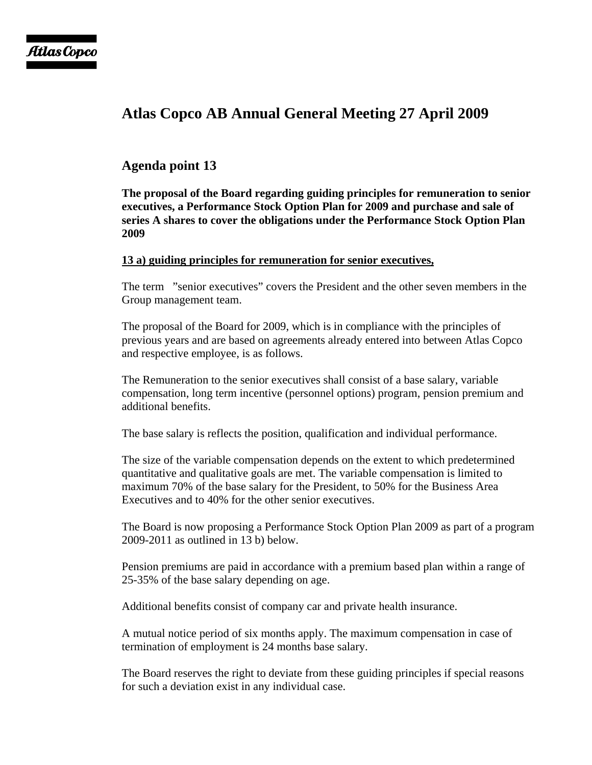# Atlas Copco AB Annual General Meeting 27 April 2009

## Agenda point 13

**The proposal of the Board regarding guiding principles for remuneration to senior executives, a Performance Stock Option Plan for 2009 and purchase and sale of series A shares to cover the obligations under the Performance Stock Option Plan 2009**

**13 a) guiding principles for remuneration for senior executives,**

The term ”senior executives” covers the President and the other seven members in the Group management team.

The proposal of the Board for 2009, which is in compliance with the principles of previous years and are based on agreements already entered into between Atlas Copco and respective employee, is as follows.

The Remuneration to the senior executives shall consist of a base salary, variable compensation, long term incentive (personnel options) program, pension premium and additional benefits.

The base salary is reflects the position, qualification and individual performance.

The size of the variable compensation depends on the extent to which predetermined quantitative and qualitative goals are met. The variable compensation is limited to maximum 70% of the base salary for the President, to 50% for the Business Area Executives and to 40% for the other senior executives.

The Board is now proposing a Performance Stock Option Plan 2009 as part of a program 2009-2011 as outlined in 13 b) below.

Pension premiums are paid in accordance with a premium based plan within a range of 25-35% of the base salary depending on age.

Additional benefits consist of company car and private health insurance.

A mutual notice period of six months apply. The maximum compensation in case of termination of employment is 24 months base salary.

The Board reserves the right to deviate from these guiding principles if special reasons for such a deviation exist in any individual case.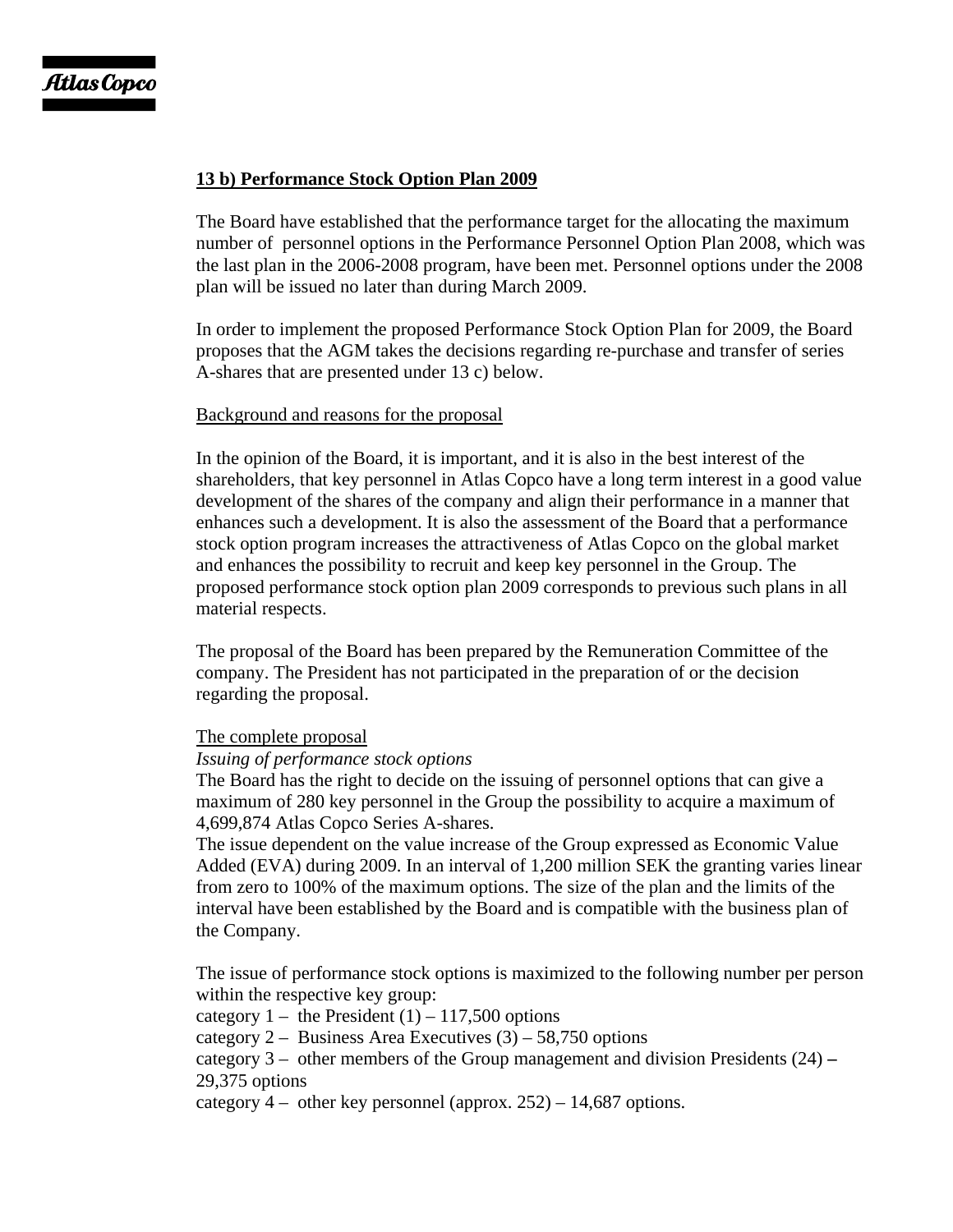**13 b) Performance Stock Option Plan 2009**

The Board have established that the performance target for the allocating the maximum number of personnel options in the Performance Personnel Option Plan 2008, which was the last plan in the 2006-2008 program, have been met. Personnel options under the 2008 plan will be issued no later than during March 2009.

In order to implement the proposed Performance Stock Option Plan for 2009, the Board proposes that the AGM takes the decisions regarding re-purchase and transfer of series A-shares that are presented under 13 c) below.

Background and reasons for the proposal

In the opinion of the Board, it is important, and it is also in the best interest of the shareholders, that key personnel in Atlas Copco have a long term interest in a good value development of the shares of the company and align their performance in a manner that enhances such a development. It is also the assessment of the Board that a performance stock option program increases the attractiveness of Atlas Copco on the global market and enhances the possibility to recruit and keep key personnel in the Group. The proposed performance stock option plan 2009 corresponds to previous such plans in all material respects.

The proposal of the Board has been prepared by the Remuneration Committee of the company. The President has not participated in the preparation of or the decision regarding the proposal.

The complete proposal

*Issuing of performance stock options*

The Board has the right to decide on the issuing of personnel options that can give a maximum of 280 key personnel in the Group the possibility to acquire a maximum of 4,699,874 Atlas Copco Series A-shares.

The issue dependent on the value increase of the Group expressed as Economic Value Added (EVA) during 2009. In an interval of 1,200 million SEK the granting varies linear from zero to 100% of the maximum options. The size of the plan and the limits of the interval have been established by the Board and is compatible with the business plan of the Company.

The issue of performance stock options is maximized to the following number per person within the respective key group:

category 1 – the President (1) – 117,500 options
category 2 – Business Area Executives (3) – 58,750 options
category 3 – other members of the Group management and division Presidents (24) – 29,375 options
category 4 – other key personnel (approx. 252) – 14,687 options.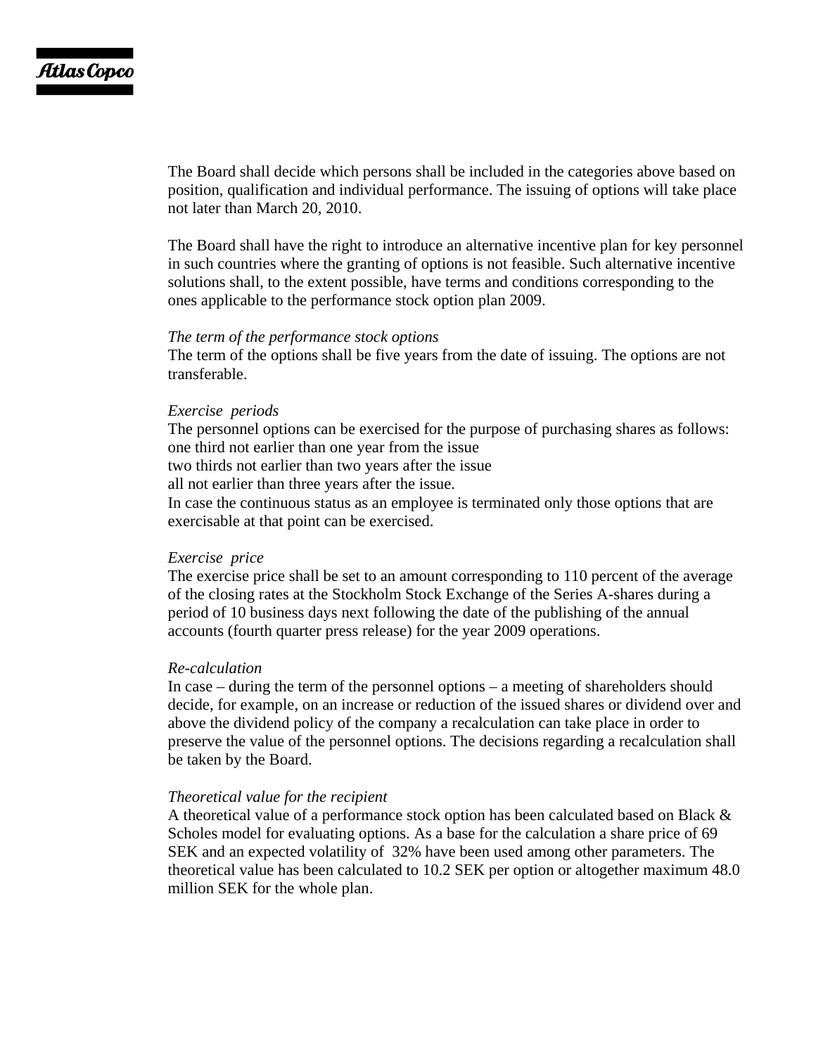The Board shall decide which persons shall be included in the categories above based on position, qualification and individual performance. The issuing of options will take place not later than March 20, 2010.

The Board shall have the right to introduce an alternative incentive plan for key personnel in such countries where the granting of options is not feasible. Such alternative incentive solutions shall, to the extent possible, have terms and conditions corresponding to the ones applicable to the performance stock option plan 2009.

*The term of the performance stock options*
The term of the options shall be five years from the date of issuing. The options are not transferable.

*Exercise periods*
The personnel options can be exercised for the purpose of purchasing shares as follows:
one third not earlier than one year from the issue
two thirds not earlier than two years after the issue
all not earlier than three years after the issue.
In case the continuous status as an employee is terminated only those options that are exercisable at that point can be exercised.

*Exercise price*
The exercise price shall be set to an amount corresponding to 110 percent of the average of the closing rates at the Stockholm Stock Exchange of the Series A-shares during a period of 10 business days next following the date of the publishing of the annual accounts (fourth quarter press release) for the year 2009 operations.

*Re-calculation*
In case – during the term of the personnel options – a meeting of shareholders should decide, for example, on an increase or reduction of the issued shares or dividend over and above the dividend policy of the company a recalculation can take place in order to preserve the value of the personnel options. The decisions regarding a recalculation shall be taken by the Board.

*Theoretical value for the recipient*
A theoretical value of a performance stock option has been calculated based on Black & Scholes model for evaluating options. As a base for the calculation a share price of 69 SEK and an expected volatility of 32% have been used among other parameters. The theoretical value has been calculated to 10.2 SEK per option or altogether maximum 48.0 million SEK for the whole plan.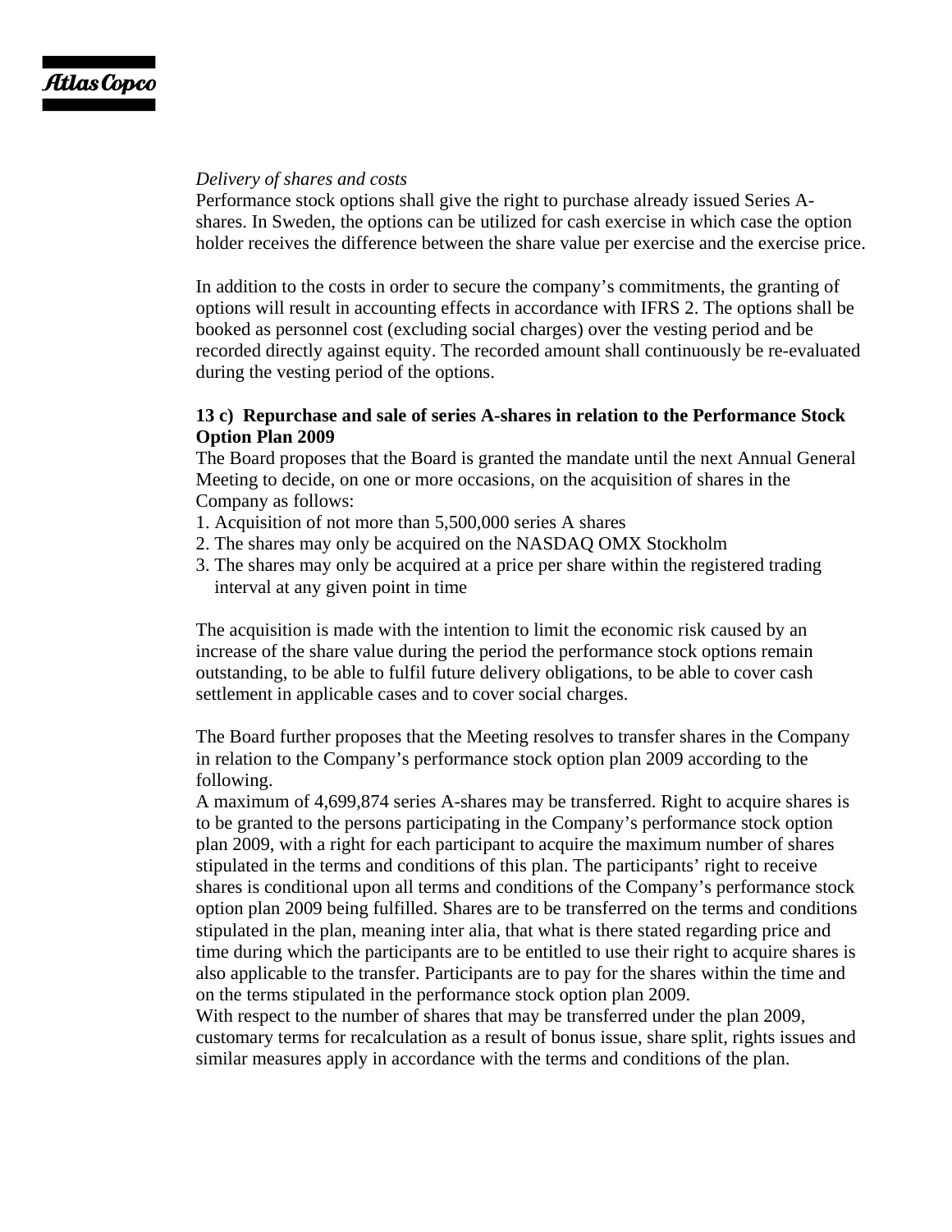*Delivery of shares and costs*

Performance stock options shall give the right to purchase already issued Series A-shares. In Sweden, the options can be utilized for cash exercise in which case the option holder receives the difference between the share value per exercise and the exercise price.

In addition to the costs in order to secure the company's commitments, the granting of options will result in accounting effects in accordance with IFRS 2. The options shall be booked as personnel cost (excluding social charges) over the vesting period and be recorded directly against equity. The recorded amount shall continuously be re-evaluated during the vesting period of the options.

**13 c) Repurchase and sale of series A-shares in relation to the Performance Stock Option Plan 2009**

The Board proposes that the Board is granted the mandate until the next Annual General Meeting to decide, on one or more occasions, on the acquisition of shares in the Company as follows:

1. Acquisition of not more than 5,500,000 series A shares
2. The shares may only be acquired on the NASDAQ OMX Stockholm
3. The shares may only be acquired at a price per share within the registered trading interval at any given point in time

The acquisition is made with the intention to limit the economic risk caused by an increase of the share value during the period the performance stock options remain outstanding, to be able to fulfil future delivery obligations, to be able to cover cash settlement in applicable cases and to cover social charges.

The Board further proposes that the Meeting resolves to transfer shares in the Company in relation to the Company's performance stock option plan 2009 according to the following.

A maximum of 4,699,874 series A-shares may be transferred. Right to acquire shares is to be granted to the persons participating in the Company's performance stock option plan 2009, with a right for each participant to acquire the maximum number of shares stipulated in the terms and conditions of this plan. The participants' right to receive shares is conditional upon all terms and conditions of the Company's performance stock option plan 2009 being fulfilled. Shares are to be transferred on the terms and conditions stipulated in the plan, meaning inter alia, that what is there stated regarding price and time during which the participants are to be entitled to use their right to acquire shares is also applicable to the transfer. Participants are to pay for the shares within the time and on the terms stipulated in the performance stock option plan 2009.

With respect to the number of shares that may be transferred under the plan 2009, customary terms for recalculation as a result of bonus issue, share split, rights issues and similar measures apply in accordance with the terms and conditions of the plan.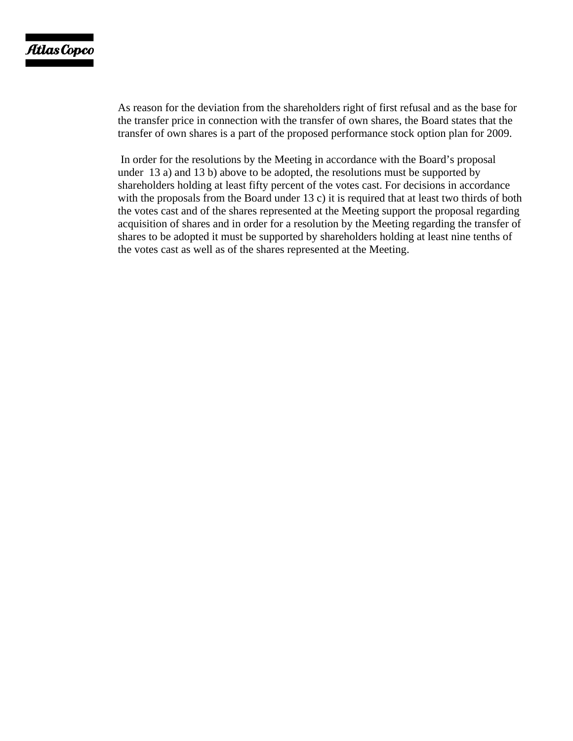As reason for the deviation from the shareholders right of first refusal and as the base for the transfer price in connection with the transfer of own shares, the Board states that the transfer of own shares is a part of the proposed performance stock option plan for 2009.

In order for the resolutions by the Meeting in accordance with the Board's proposal under 13 a) and 13 b) above to be adopted, the resolutions must be supported by shareholders holding at least fifty percent of the votes cast. For decisions in accordance with the proposals from the Board under 13 c) it is required that at least two thirds of both the votes cast and of the shares represented at the Meeting support the proposal regarding acquisition of shares and in order for a resolution by the Meeting regarding the transfer of shares to be adopted it must be supported by shareholders holding at least nine tenths of the votes cast as well as of the shares represented at the Meeting.